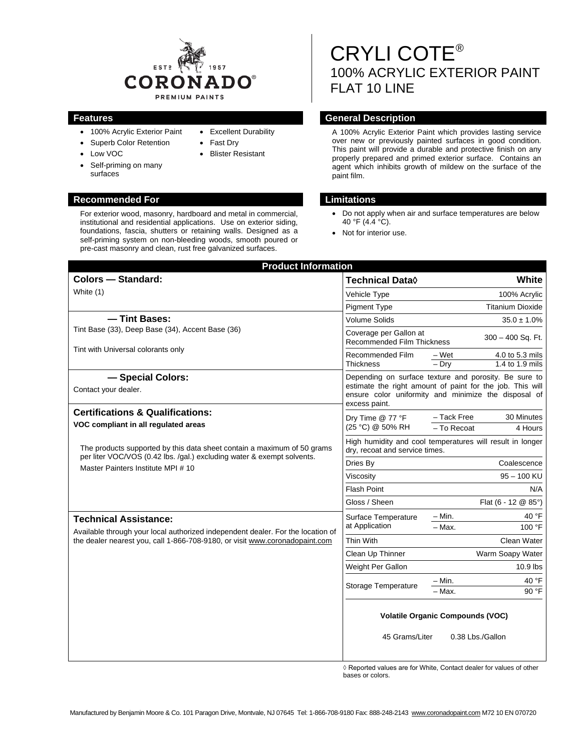CORONADO® PREMIUM PAINTS — EST. 1957

# CRYLI COTE®
## 100% ACRYLIC EXTERIOR PAINT
## FLAT 10 LINE

### Features

- 100% Acrylic Exterior Paint
- Superb Color Retention
- Low VOC
- Self-priming on many surfaces
- Excellent Durability
- Fast Dry
- Blister Resistant

### General Description

A 100% Acrylic Exterior Paint which provides lasting service over new or previously painted surfaces in good condition. This paint will provide a durable and protective finish on any properly prepared and primed exterior surface. Contains an agent which inhibits growth of mildew on the surface of the paint film.

### Recommended For

For exterior wood, masonry, hardboard and metal in commercial, institutional and residential applications. Use on exterior siding, foundations, fascia, shutters or retaining walls. Designed as a self-priming system on non-bleeding woods, smooth poured or pre-cast masonry and clean, rust free galvanized surfaces.

### Limitations

- Do not apply when air and surface temperatures are below 40 °F (4.4 °C).
- Not for interior use.

## Product Information

**Colors — Standard:**

White (1)

**— Tint Bases:**

Tint Base (33), Deep Base (34), Accent Base (36)

Tint with Universal colorants only

**— Special Colors:**

Contact your dealer.

**Certifications & Qualifications:**

**VOC compliant in all regulated areas**

The products supported by this data sheet contain a maximum of 50 grams per liter VOC/VOS (0.42 lbs. /gal.) excluding water & exempt solvents.

Master Painters Institute MPI # 10

**Technical Assistance:**

Available through your local authorized independent dealer. For the location of the dealer nearest you, call 1-866-708-9180, or visit www.coronadopaint.com

| Technical Data◊ | | White |
|---|---|---|
| Vehicle Type | | 100% Acrylic |
| Pigment Type | | Titanium Dioxide |
| Volume Solids | | 35.0 ± 1.0% |
| Coverage per Gallon at Recommended Film Thickness | | 300 – 400 Sq. Ft. |
| Recommended Film Thickness | – Wet | 4.0 to 5.3 mils |
| | – Dry | 1.4 to 1.9 mils |
| Depending on surface texture and porosity. Be sure to estimate the right amount of paint for the job. This will ensure color uniformity and minimize the disposal of excess paint. | | |
| Dry Time @ 77 °F (25 °C) @ 50% RH | – Tack Free | 30 Minutes |
| | – To Recoat | 4 Hours |
| High humidity and cool temperatures will result in longer dry, recoat and service times. | | |
| Dries By | | Coalescence |
| Viscosity | | 95 – 100 KU |
| Flash Point | | N/A |
| Gloss / Sheen | | Flat (6 - 12 @ 85°) |
| Surface Temperature at Application | – Min. | 40 °F |
| | – Max. | 100 °F |
| Thin With | | Clean Water |
| Clean Up Thinner | | Warm Soapy Water |
| Weight Per Gallon | | 10.9 lbs |
| Storage Temperature | – Min. | 40 °F |
| | – Max. | 90 °F |

**Volatile Organic Compounds (VOC)**

45 Grams/Liter 0.38 Lbs./Gallon

◊ Reported values are for White, Contact dealer for values of other bases or colors.

Manufactured by Benjamin Moore & Co. 101 Paragon Drive, Montvale, NJ 07645 Tel: 1-866-708-9180 Fax: 888-248-2143 www.coronadopaint.com M72 10 EN 070720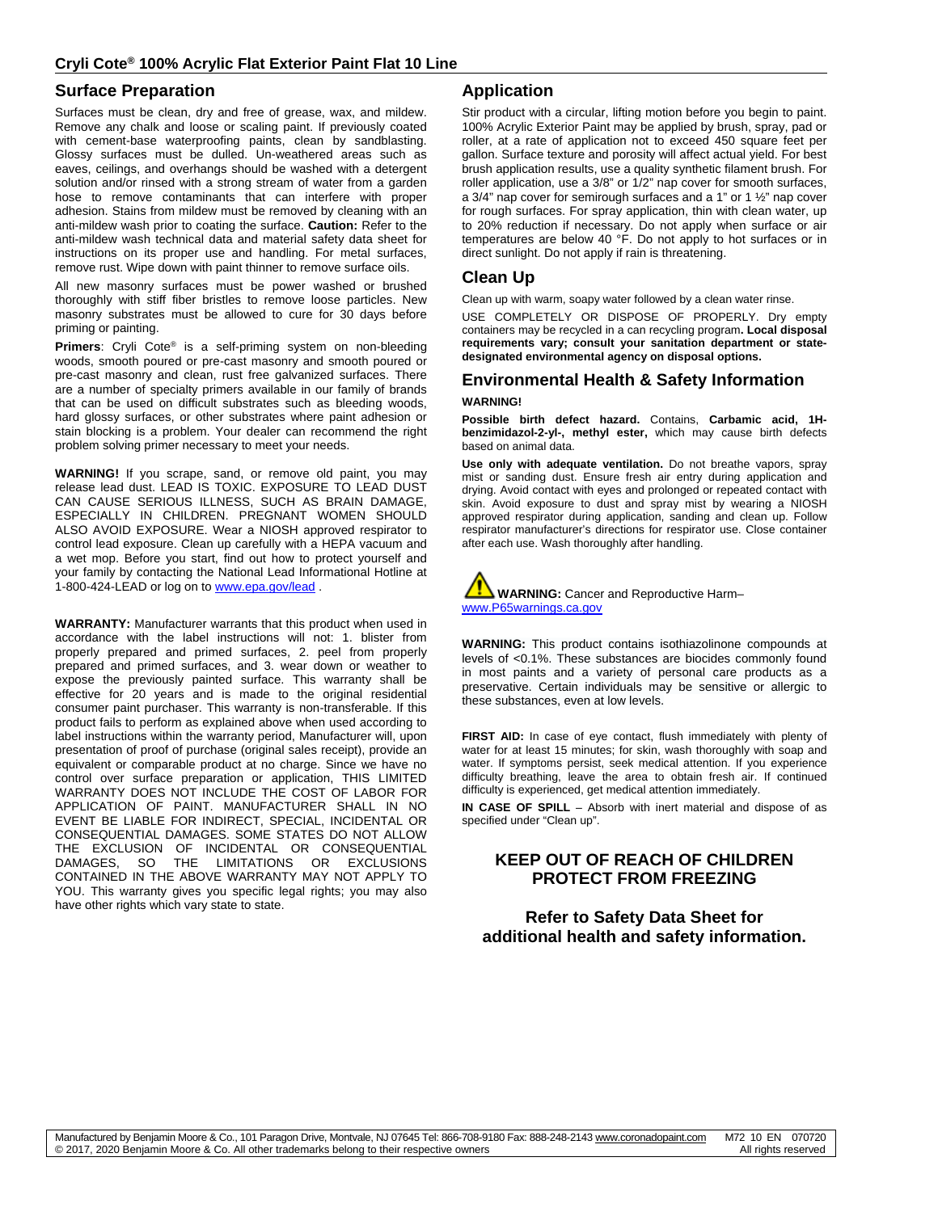# Cryli Cote® 100% Acrylic Flat Exterior Paint Flat 10 Line

## Surface Preparation

Surfaces must be clean, dry and free of grease, wax, and mildew. Remove any chalk and loose or scaling paint. If previously coated with cement-base waterproofing paints, clean by sandblasting. Glossy surfaces must be dulled. Un-weathered areas such as eaves, ceilings, and overhangs should be washed with a detergent solution and/or rinsed with a strong stream of water from a garden hose to remove contaminants that can interfere with proper adhesion. Stains from mildew must be removed by cleaning with an anti-mildew wash prior to coating the surface. **Caution:** Refer to the anti-mildew wash technical data and material safety data sheet for instructions on its proper use and handling. For metal surfaces, remove rust. Wipe down with paint thinner to remove surface oils.

All new masonry surfaces must be power washed or brushed thoroughly with stiff fiber bristles to remove loose particles. New masonry substrates must be allowed to cure for 30 days before priming or painting.

**Primers**: Cryli Cote® is a self-priming system on non-bleeding woods, smooth poured or pre-cast masonry and smooth poured or pre-cast masonry and clean, rust free galvanized surfaces. There are a number of specialty primers available in our family of brands that can be used on difficult substrates such as bleeding woods, hard glossy surfaces, or other substrates where paint adhesion or stain blocking is a problem. Your dealer can recommend the right problem solving primer necessary to meet your needs.

**WARNING!** If you scrape, sand, or remove old paint, you may release lead dust. LEAD IS TOXIC. EXPOSURE TO LEAD DUST CAN CAUSE SERIOUS ILLNESS, SUCH AS BRAIN DAMAGE, ESPECIALLY IN CHILDREN. PREGNANT WOMEN SHOULD ALSO AVOID EXPOSURE. Wear a NIOSH approved respirator to control lead exposure. Clean up carefully with a HEPA vacuum and a wet mop. Before you start, find out how to protect yourself and your family by contacting the National Lead Informational Hotline at 1-800-424-LEAD or log on to www.epa.gov/lead .

**WARRANTY:** Manufacturer warrants that this product when used in accordance with the label instructions will not: 1. blister from properly prepared and primed surfaces, 2. peel from properly prepared and primed surfaces, and 3. wear down or weather to expose the previously painted surface. This warranty shall be effective for 20 years and is made to the original residential consumer paint purchaser. This warranty is non-transferable. If this product fails to perform as explained above when used according to label instructions within the warranty period, Manufacturer will, upon presentation of proof of purchase (original sales receipt), provide an equivalent or comparable product at no charge. Since we have no control over surface preparation or application, THIS LIMITED WARRANTY DOES NOT INCLUDE THE COST OF LABOR FOR APPLICATION OF PAINT. MANUFACTURER SHALL IN NO EVENT BE LIABLE FOR INDIRECT, SPECIAL, INCIDENTAL OR CONSEQUENTIAL DAMAGES. SOME STATES DO NOT ALLOW THE EXCLUSION OF INCIDENTAL OR CONSEQUENTIAL DAMAGES, SO THE LIMITATIONS OR EXCLUSIONS CONTAINED IN THE ABOVE WARRANTY MAY NOT APPLY TO YOU. This warranty gives you specific legal rights; you may also have other rights which vary state to state.

## Application

Stir product with a circular, lifting motion before you begin to paint. 100% Acrylic Exterior Paint may be applied by brush, spray, pad or roller, at a rate of application not to exceed 450 square feet per gallon. Surface texture and porosity will affect actual yield. For best brush application results, use a quality synthetic filament brush. For roller application, use a 3/8" or 1/2" nap cover for smooth surfaces, a 3/4" nap cover for semirough surfaces and a 1" or 1 ½" nap cover for rough surfaces. For spray application, thin with clean water, up to 20% reduction if necessary. Do not apply when surface or air temperatures are below 40 °F. Do not apply to hot surfaces or in direct sunlight. Do not apply if rain is threatening.

## Clean Up

Clean up with warm, soapy water followed by a clean water rinse.

USE COMPLETELY OR DISPOSE OF PROPERLY. Dry empty containers may be recycled in a can recycling program**. Local disposal requirements vary; consult your sanitation department or state-designated environmental agency on disposal options.**

## Environmental Health & Safety Information

**WARNING!**

**Possible birth defect hazard.** Contains, **Carbamic acid, 1H-benzimidazol-2-yl-, methyl ester,** which may cause birth defects based on animal data.

**Use only with adequate ventilation.** Do not breathe vapors, spray mist or sanding dust. Ensure fresh air entry during application and drying. Avoid contact with eyes and prolonged or repeated contact with skin. Avoid exposure to dust and spray mist by wearing a NIOSH approved respirator during application, sanding and clean up. Follow respirator manufacturer's directions for respirator use. Close container after each use. Wash thoroughly after handling.

**WARNING:** Cancer and Reproductive Harm– www.P65warnings.ca.gov

**WARNING:** This product contains isothiazolinone compounds at levels of <0.1%. These substances are biocides commonly found in most paints and a variety of personal care products as a preservative. Certain individuals may be sensitive or allergic to these substances, even at low levels.

**FIRST AID:** In case of eye contact, flush immediately with plenty of water for at least 15 minutes; for skin, wash thoroughly with soap and water. If symptoms persist, seek medical attention. If you experience difficulty breathing, leave the area to obtain fresh air. If continued difficulty is experienced, get medical attention immediately.

**IN CASE OF SPILL** – Absorb with inert material and dispose of as specified under "Clean up".

**KEEP OUT OF REACH OF CHILDREN**
**PROTECT FROM FREEZING**

**Refer to Safety Data Sheet for additional health and safety information.**

Manufactured by Benjamin Moore & Co., 101 Paragon Drive, Montvale, NJ 07645 Tel: 866-708-9180 Fax: 888-248-2143 www.coronadopaint.com M72 10 EN 070720
© 2017, 2020 Benjamin Moore & Co. All other trademarks belong to their respective owners All rights reserved